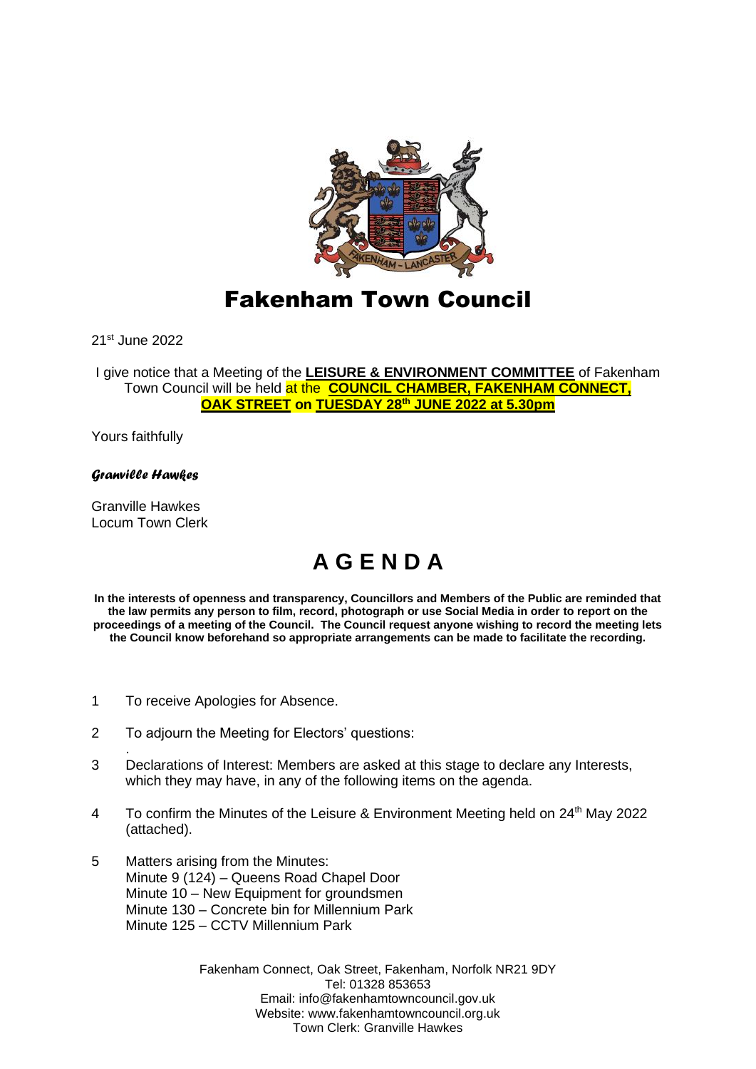# Fakenham Town Council

21st June 2022

I give notice that a Meeting of the **LEISURE & ENVIRONMENT COMMITTEE** of Fakenham Town Council will be held at the **COUNCIL CHAMBER, FAKENHAM CONNECT, OAK STREET on TUESDAY 28th JUNE 2022 at 5.30pm**

Yours faithfully

*Granville Hawkes*

Granville Hawkes
Locum Town Clerk

# A G E N D A

**In the interests of openness and transparency, Councillors and Members of the Public are reminded that the law permits any person to film, record, photograph or use Social Media in order to report on the proceedings of a meeting of the Council. The Council request anyone wishing to record the meeting lets the Council know beforehand so appropriate arrangements can be made to facilitate the recording.**

1 To receive Apologies for Absence.

2 To adjourn the Meeting for Electors' questions:

3 Declarations of Interest: Members are asked at this stage to declare any Interests, which they may have, in any of the following items on the agenda.

4 To confirm the Minutes of the Leisure & Environment Meeting held on 24th May 2022 (attached).

5 Matters arising from the Minutes:
Minute 9 (124) – Queens Road Chapel Door
Minute 10 – New Equipment for groundsmen
Minute 130 – Concrete bin for Millennium Park
Minute 125 – CCTV Millennium Park

Fakenham Connect, Oak Street, Fakenham, Norfolk NR21 9DY
Tel: 01328 853653
Email: info@fakenhamtowncouncil.gov.uk
Website: www.fakenhamtowncouncil.org.uk
Town Clerk: Granville Hawkes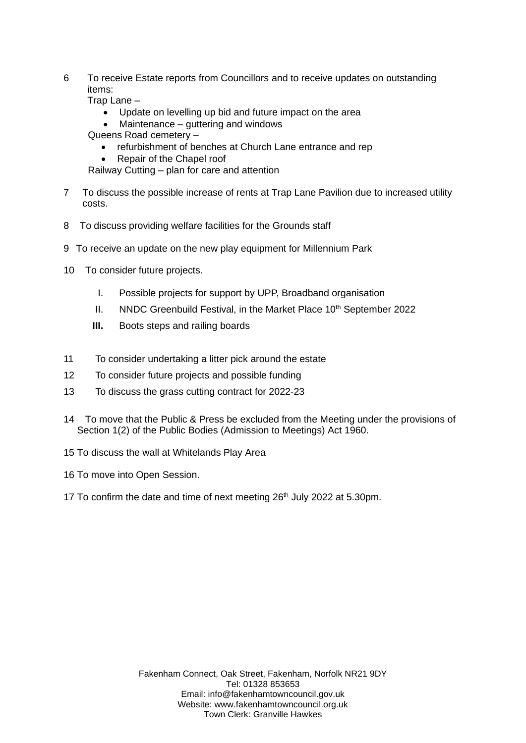6 To receive Estate reports from Councillors and to receive updates on outstanding items:

Trap Lane –

- Update on levelling up bid and future impact on the area
- Maintenance – guttering and windows

Queens Road cemetery –

- refurbishment of benches at Church Lane entrance and rep
- Repair of the Chapel roof

Railway Cutting – plan for care and attention

7 To discuss the possible increase of rents at Trap Lane Pavilion due to increased utility costs.

8 To discuss providing welfare facilities for the Grounds staff

9 To receive an update on the new play equipment for Millennium Park

10 To consider future projects.

   I. Possible projects for support by UPP, Broadband organisation
   II. NNDC Greenbuild Festival, in the Market Place 10th September 2022
   **III.** Boots steps and railing boards

11 To consider undertaking a litter pick around the estate

12 To consider future projects and possible funding

13 To discuss the grass cutting contract for 2022-23

14 To move that the Public & Press be excluded from the Meeting under the provisions of Section 1(2) of the Public Bodies (Admission to Meetings) Act 1960.

15 To discuss the wall at Whitelands Play Area

16 To move into Open Session.

17 To confirm the date and time of next meeting 26th July 2022 at 5.30pm.

Fakenham Connect, Oak Street, Fakenham, Norfolk NR21 9DY
Tel: 01328 853653
Email: info@fakenhamtowncouncil.gov.uk
Website: www.fakenhamtowncouncil.org.uk
Town Clerk: Granville Hawkes